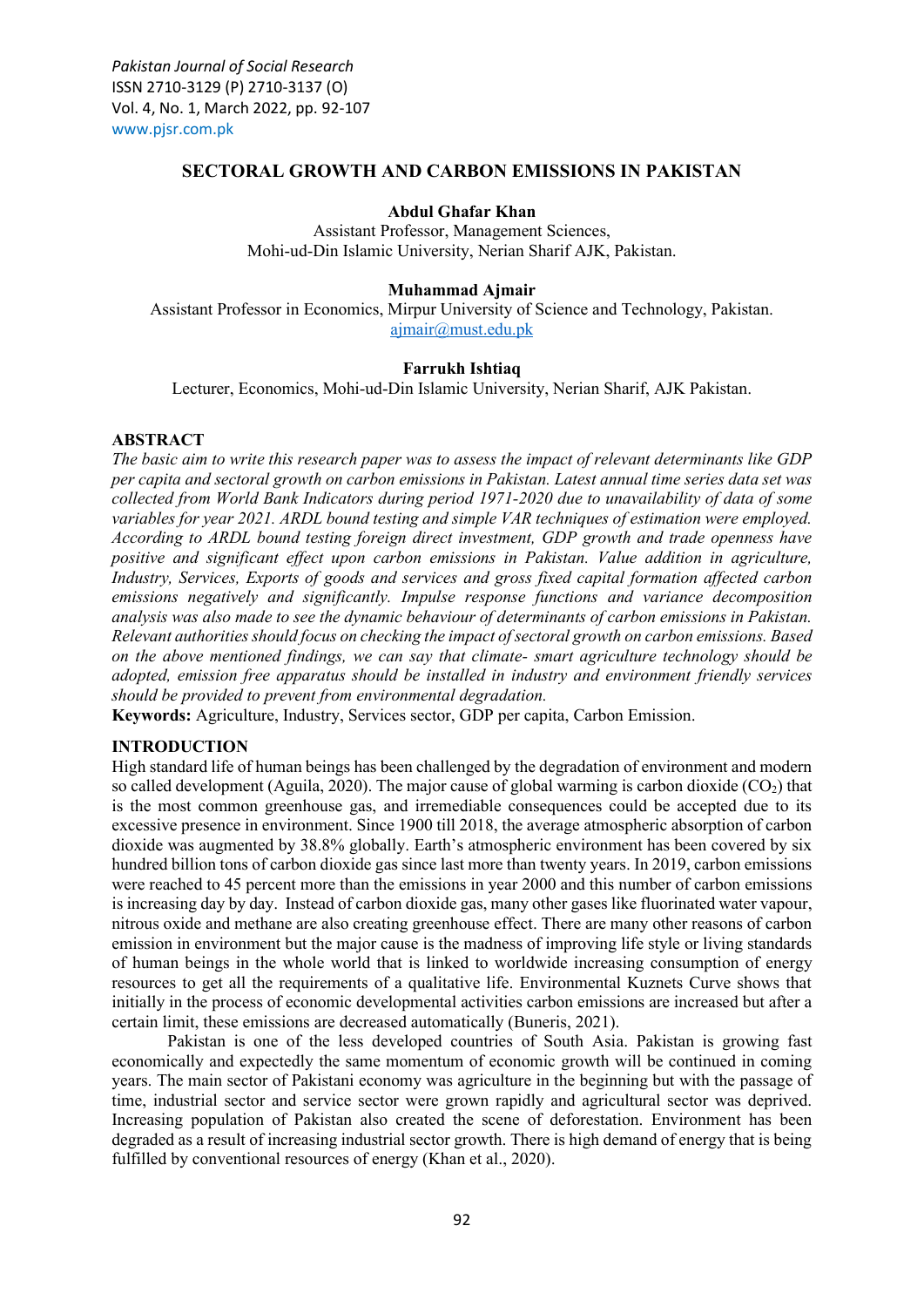# SECTORAL GROWTH AND CARBON EMISSIONS IN PAKISTAN

**Abdul Ghafar Khan**
Assistant Professor, Management Sciences,
Mohi-ud-Din Islamic University, Nerian Sharif AJK, Pakistan.

**Muhammad Ajmair**
Assistant Professor in Economics, Mirpur University of Science and Technology, Pakistan.
ajmair@must.edu.pk

**Farrukh Ishtiaq**
Lecturer, Economics, Mohi-ud-Din Islamic University, Nerian Sharif, AJK Pakistan.

## ABSTRACT

*The basic aim to write this research paper was to assess the impact of relevant determinants like GDP per capita and sectoral growth on carbon emissions in Pakistan. Latest annual time series data set was collected from World Bank Indicators during period 1971-2020 due to unavailability of data of some variables for year 2021. ARDL bound testing and simple VAR techniques of estimation were employed. According to ARDL bound testing foreign direct investment, GDP growth and trade openness have positive and significant effect upon carbon emissions in Pakistan. Value addition in agriculture, Industry, Services, Exports of goods and services and gross fixed capital formation affected carbon emissions negatively and significantly. Impulse response functions and variance decomposition analysis was also made to see the dynamic behaviour of determinants of carbon emissions in Pakistan. Relevant authorities should focus on checking the impact of sectoral growth on carbon emissions. Based on the above mentioned findings, we can say that climate- smart agriculture technology should be adopted, emission free apparatus should be installed in industry and environment friendly services should be provided to prevent from environmental degradation.*

**Keywords:** Agriculture, Industry, Services sector, GDP per capita, Carbon Emission.

## INTRODUCTION

High standard life of human beings has been challenged by the degradation of environment and modern so called development (Aguila, 2020). The major cause of global warming is carbon dioxide ($CO_2$) that is the most common greenhouse gas, and irremediable consequences could be accepted due to its excessive presence in environment. Since 1900 till 2018, the average atmospheric absorption of carbon dioxide was augmented by 38.8% globally. Earth's atmospheric environment has been covered by six hundred billion tons of carbon dioxide gas since last more than twenty years. In 2019, carbon emissions were reached to 45 percent more than the emissions in year 2000 and this number of carbon emissions is increasing day by day. Instead of carbon dioxide gas, many other gases like fluorinated water vapour, nitrous oxide and methane are also creating greenhouse effect. There are many other reasons of carbon emission in environment but the major cause is the madness of improving life style or living standards of human beings in the whole world that is linked to worldwide increasing consumption of energy resources to get all the requirements of a qualitative life. Environmental Kuznets Curve shows that initially in the process of economic developmental activities carbon emissions are increased but after a certain limit, these emissions are decreased automatically (Buneris, 2021).

Pakistan is one of the less developed countries of South Asia. Pakistan is growing fast economically and expectedly the same momentum of economic growth will be continued in coming years. The main sector of Pakistani economy was agriculture in the beginning but with the passage of time, industrial sector and service sector were grown rapidly and agricultural sector was deprived. Increasing population of Pakistan also created the scene of deforestation. Environment has been degraded as a result of increasing industrial sector growth. There is high demand of energy that is being fulfilled by conventional resources of energy (Khan et al., 2020).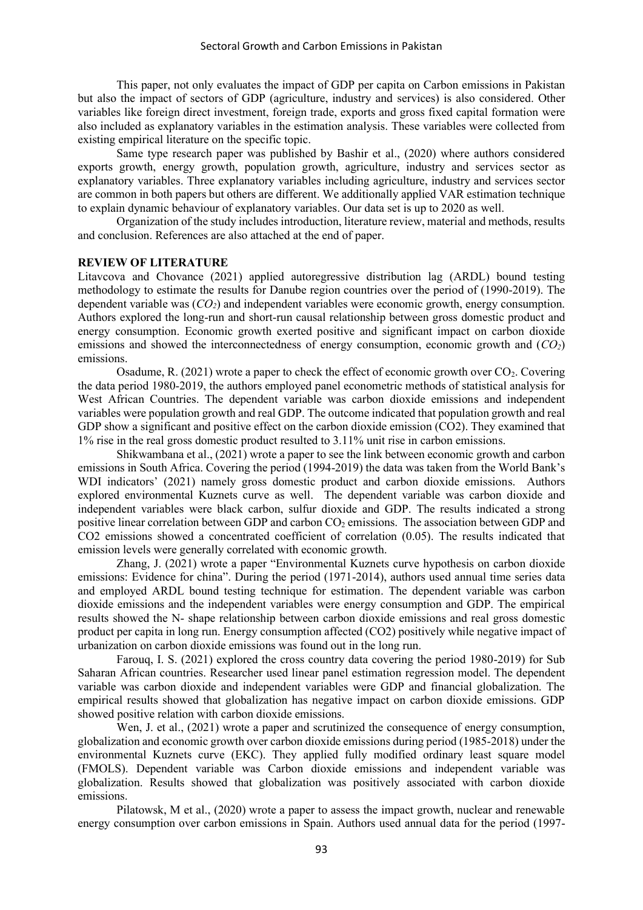This paper, not only evaluates the impact of GDP per capita on Carbon emissions in Pakistan but also the impact of sectors of GDP (agriculture, industry and services) is also considered. Other variables like foreign direct investment, foreign trade, exports and gross fixed capital formation were also included as explanatory variables in the estimation analysis. These variables were collected from existing empirical literature on the specific topic.

Same type research paper was published by Bashir et al., (2020) where authors considered exports growth, energy growth, population growth, agriculture, industry and services sector as explanatory variables. Three explanatory variables including agriculture, industry and services sector are common in both papers but others are different. We additionally applied VAR estimation technique to explain dynamic behaviour of explanatory variables. Our data set is up to 2020 as well.

Organization of the study includes introduction, literature review, material and methods, results and conclusion. References are also attached at the end of paper.

## REVIEW OF LITERATURE

Litavcova and Chovance (2021) applied autoregressive distribution lag (ARDL) bound testing methodology to estimate the results for Danube region countries over the period of (1990-2019). The dependent variable was ($CO_2$) and independent variables were economic growth, energy consumption. Authors explored the long-run and short-run causal relationship between gross domestic product and energy consumption. Economic growth exerted positive and significant impact on carbon dioxide emissions and showed the interconnectedness of energy consumption, economic growth and ($CO_2$) emissions.

Osadume, R. (2021) wrote a paper to check the effect of economic growth over $CO_2$. Covering the data period 1980-2019, the authors employed panel econometric methods of statistical analysis for West African Countries. The dependent variable was carbon dioxide emissions and independent variables were population growth and real GDP. The outcome indicated that population growth and real GDP show a significant and positive effect on the carbon dioxide emission (CO2). They examined that 1% rise in the real gross domestic product resulted to 3.11% unit rise in carbon emissions.

Shikwambana et al., (2021) wrote a paper to see the link between economic growth and carbon emissions in South Africa. Covering the period (1994-2019) the data was taken from the World Bank's WDI indicators' (2021) namely gross domestic product and carbon dioxide emissions. Authors explored environmental Kuznets curve as well. The dependent variable was carbon dioxide and independent variables were black carbon, sulfur dioxide and GDP. The results indicated a strong positive linear correlation between GDP and carbon $CO_2$ emissions. The association between GDP and CO2 emissions showed a concentrated coefficient of correlation (0.05). The results indicated that emission levels were generally correlated with economic growth.

Zhang, J. (2021) wrote a paper "Environmental Kuznets curve hypothesis on carbon dioxide emissions: Evidence for china". During the period (1971-2014), authors used annual time series data and employed ARDL bound testing technique for estimation. The dependent variable was carbon dioxide emissions and the independent variables were energy consumption and GDP. The empirical results showed the N- shape relationship between carbon dioxide emissions and real gross domestic product per capita in long run. Energy consumption affected (CO2) positively while negative impact of urbanization on carbon dioxide emissions was found out in the long run.

Farouq, I. S. (2021) explored the cross country data covering the period 1980-2019) for Sub Saharan African countries. Researcher used linear panel estimation regression model. The dependent variable was carbon dioxide and independent variables were GDP and financial globalization. The empirical results showed that globalization has negative impact on carbon dioxide emissions. GDP showed positive relation with carbon dioxide emissions.

Wen, J. et al., (2021) wrote a paper and scrutinized the consequence of energy consumption, globalization and economic growth over carbon dioxide emissions during period (1985-2018) under the environmental Kuznets curve (EKC). They applied fully modified ordinary least square model (FMOLS). Dependent variable was Carbon dioxide emissions and independent variable was globalization. Results showed that globalization was positively associated with carbon dioxide emissions.

Pilatowsk, M et al., (2020) wrote a paper to assess the impact growth, nuclear and renewable energy consumption over carbon emissions in Spain. Authors used annual data for the period (1997-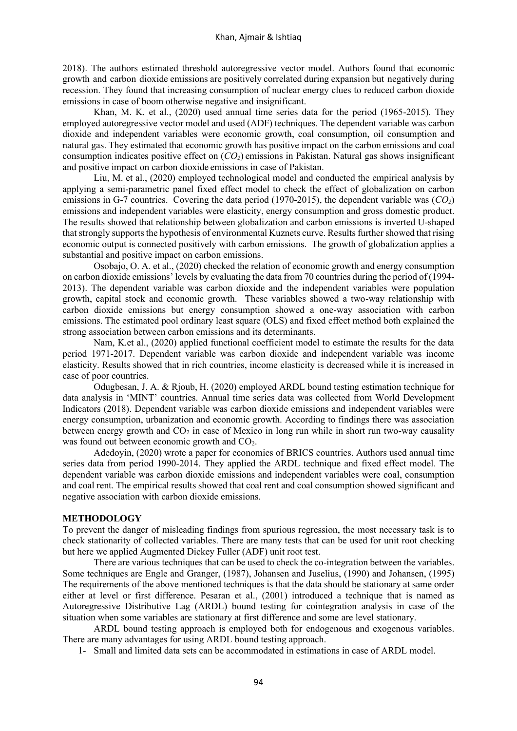2018). The authors estimated threshold autoregressive vector model. Authors found that economic growth and carbon dioxide emissions are positively correlated during expansion but negatively during recession. They found that increasing consumption of nuclear energy clues to reduced carbon dioxide emissions in case of boom otherwise negative and insignificant.

Khan, M. K. et al., (2020) used annual time series data for the period (1965-2015). They employed autoregressive vector model and used (ADF) techniques. The dependent variable was carbon dioxide and independent variables were economic growth, coal consumption, oil consumption and natural gas. They estimated that economic growth has positive impact on the carbon emissions and coal consumption indicates positive effect on ($CO_2$) emissions in Pakistan. Natural gas shows insignificant and positive impact on carbon dioxide emissions in case of Pakistan.

Liu, M. et al., (2020) employed technological model and conducted the empirical analysis by applying a semi-parametric panel fixed effect model to check the effect of globalization on carbon emissions in G-7 countries. Covering the data period (1970-2015), the dependent variable was ($CO_2$) emissions and independent variables were elasticity, energy consumption and gross domestic product. The results showed that relationship between globalization and carbon emissions is inverted U-shaped that strongly supports the hypothesis of environmental Kuznets curve. Results further showed that rising economic output is connected positively with carbon emissions. The growth of globalization applies a substantial and positive impact on carbon emissions.

Osobajo, O. A. et al., (2020) checked the relation of economic growth and energy consumption on carbon dioxide emissions' levels by evaluating the data from 70 countries during the period of (1994-2013). The dependent variable was carbon dioxide and the independent variables were population growth, capital stock and economic growth. These variables showed a two-way relationship with carbon dioxide emissions but energy consumption showed a one-way association with carbon emissions. The estimated pool ordinary least square (OLS) and fixed effect method both explained the strong association between carbon emissions and its determinants.

Nam, K.et al., (2020) applied functional coefficient model to estimate the results for the data period 1971-2017. Dependent variable was carbon dioxide and independent variable was income elasticity. Results showed that in rich countries, income elasticity is decreased while it is increased in case of poor countries.

Odugbesan, J. A. & Rjoub, H. (2020) employed ARDL bound testing estimation technique for data analysis in 'MINT' countries. Annual time series data was collected from World Development Indicators (2018). Dependent variable was carbon dioxide emissions and independent variables were energy consumption, urbanization and economic growth. According to findings there was association between energy growth and $CO_2$ in case of Mexico in long run while in short run two-way causality was found out between economic growth and $CO_2$.

Adedoyin, (2020) wrote a paper for economies of BRICS countries. Authors used annual time series data from period 1990-2014. They applied the ARDL technique and fixed effect model. The dependent variable was carbon dioxide emissions and independent variables were coal, consumption and coal rent. The empirical results showed that coal rent and coal consumption showed significant and negative association with carbon dioxide emissions.

## METHODOLOGY

To prevent the danger of misleading findings from spurious regression, the most necessary task is to check stationarity of collected variables. There are many tests that can be used for unit root checking but here we applied Augmented Dickey Fuller (ADF) unit root test.

There are various techniques that can be used to check the co-integration between the variables. Some techniques are Engle and Granger, (1987), Johansen and Juselius, (1990) and Johansen, (1995) The requirements of the above mentioned techniques is that the data should be stationary at same order either at level or first difference. Pesaran et al., (2001) introduced a technique that is named as Autoregressive Distributive Lag (ARDL) bound testing for cointegration analysis in case of the situation when some variables are stationary at first difference and some are level stationary.

ARDL bound testing approach is employed both for endogenous and exogenous variables. There are many advantages for using ARDL bound testing approach.

1- Small and limited data sets can be accommodated in estimations in case of ARDL model.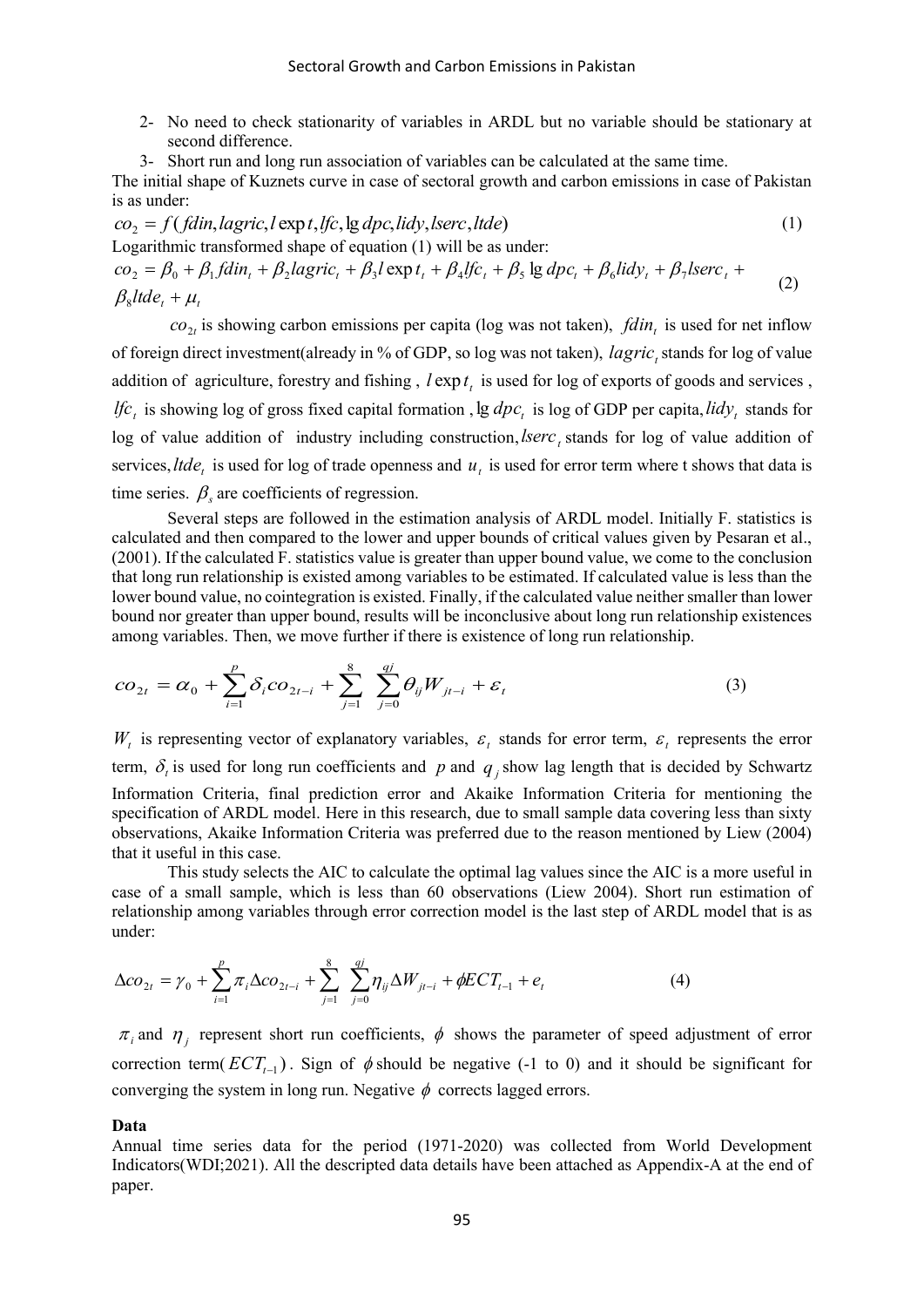2- No need to check stationarity of variables in ARDL but no variable should be stationary at second difference.
3- Short run and long run association of variables can be calculated at the same time.

The initial shape of Kuznets curve in case of sectoral growth and carbon emissions in case of Pakistan is as under:

$$co_2 = f(fdin, lagric, l\exp t, lfc, \lg dpc, lidy, lserc, ltde) \tag{1}$$

Logarithmic transformed shape of equation (1) will be as under:

$$co_2 = \beta_0 + \beta_1 fdin_t + \beta_2 lagric_t + \beta_3 l\exp t_t + \beta_4 lfc_t + \beta_5 \lg dpc_t + \beta_6 lidy_t + \beta_7 lserc_t + \beta_8 ltde_t + \mu_t \tag{2}$$

$co_{2t}$ is showing carbon emissions per capita (log was not taken), $fdin_t$ is used for net inflow of foreign direct investment(already in % of GDP, so log was not taken), $lagric_t$ stands for log of value addition of agriculture, forestry and fishing , $l\exp t_t$ is used for log of exports of goods and services , $lfc_t$ is showing log of gross fixed capital formation , $\lg dpc_t$ is log of GDP per capita, $lidy_t$ stands for log of value addition of industry including construction, $lserc_t$ stands for log of value addition of services, $ltde_t$ is used for log of trade openness and $u_t$ is used for error term where t shows that data is time series. $\beta_s$ are coefficients of regression.

Several steps are followed in the estimation analysis of ARDL model. Initially F. statistics is calculated and then compared to the lower and upper bounds of critical values given by Pesaran et al., (2001). If the calculated F. statistics value is greater than upper bound value, we come to the conclusion that long run relationship is existed among variables to be estimated. If calculated value is less than the lower bound value, no cointegration is existed. Finally, if the calculated value neither smaller than lower bound nor greater than upper bound, results will be inconclusive about long run relationship existences among variables. Then, we move further if there is existence of long run relationship.

$$co_{2t} = \alpha_0 + \sum_{i=1}^{p} \delta_i co_{2t-i} + \sum_{j=1}^{8} \sum_{j=0}^{qj} \theta_{ij} W_{jt-i} + \varepsilon_t \tag{3}$$

$W_t$ is representing vector of explanatory variables, $\varepsilon_t$ stands for error term, $\varepsilon_t$ represents the error term, $\delta_t$ is used for long run coefficients and $p$ and $q_j$ show lag length that is decided by Schwartz Information Criteria, final prediction error and Akaike Information Criteria for mentioning the specification of ARDL model. Here in this research, due to small sample data covering less than sixty observations, Akaike Information Criteria was preferred due to the reason mentioned by Liew (2004) that it useful in this case.

This study selects the AIC to calculate the optimal lag values since the AIC is a more useful in case of a small sample, which is less than 60 observations (Liew 2004). Short run estimation of relationship among variables through error correction model is the last step of ARDL model that is as under:

$$\Delta co_{2t} = \gamma_0 + \sum_{i=1}^{p} \pi_i \Delta co_{2t-i} + \sum_{j=1}^{8} \sum_{j=0}^{qj} \eta_{ij} \Delta W_{jt-i} + \phi ECT_{t-1} + e_t \tag{4}$$

$\pi_i$ and $\eta_j$ represent short run coefficients, $\phi$ shows the parameter of speed adjustment of error correction term( $ECT_{t-1}$ ). Sign of $\phi$ should be negative (-1 to 0) and it should be significant for converging the system in long run. Negative $\phi$ corrects lagged errors.

**Data**

Annual time series data for the period (1971-2020) was collected from World Development Indicators(WDI;2021). All the descripted data details have been attached as Appendix-A at the end of paper.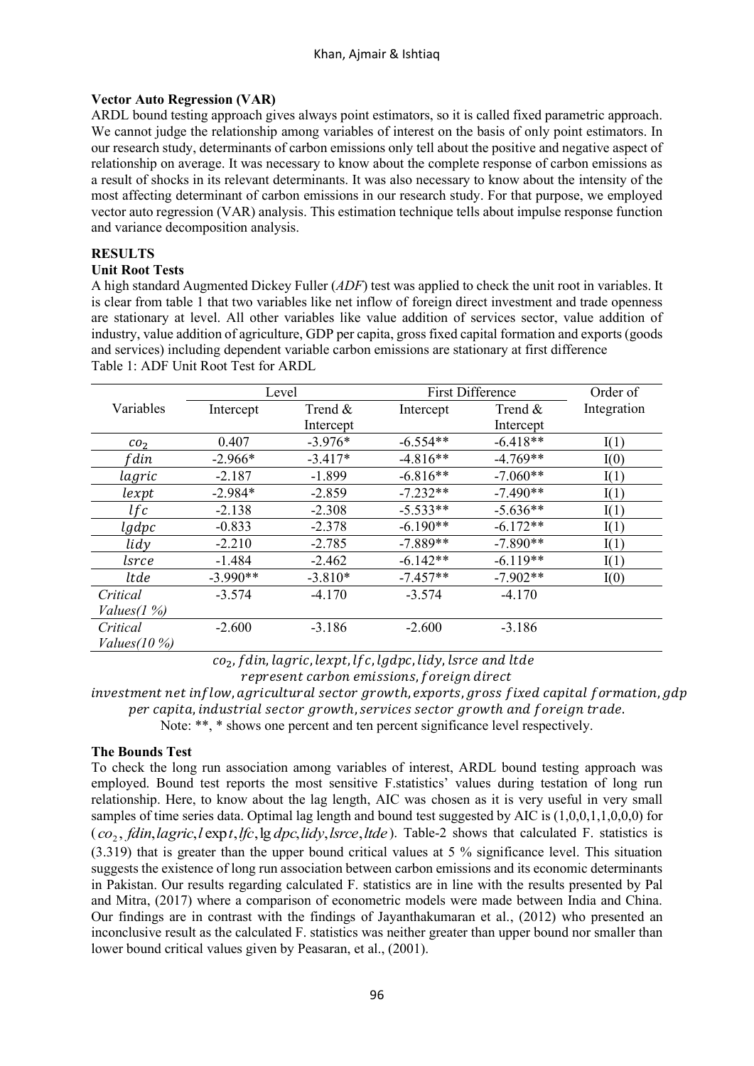**Vector Auto Regression (VAR)**

ARDL bound testing approach gives always point estimators, so it is called fixed parametric approach. We cannot judge the relationship among variables of interest on the basis of only point estimators. In our research study, determinants of carbon emissions only tell about the positive and negative aspect of relationship on average. It was necessary to know about the complete response of carbon emissions as a result of shocks in its relevant determinants. It was also necessary to know about the intensity of the most affecting determinant of carbon emissions in our research study. For that purpose, we employed vector auto regression (VAR) analysis. This estimation technique tells about impulse response function and variance decomposition analysis.

## RESULTS

### Unit Root Tests

A high standard Augmented Dickey Fuller (*ADF*) test was applied to check the unit root in variables. It is clear from table 1 that two variables like net inflow of foreign direct investment and trade openness are stationary at level. All other variables like value addition of services sector, value addition of industry, value addition of agriculture, GDP per capita, gross fixed capital formation and exports (goods and services) including dependent variable carbon emissions are stationary at first difference

Table 1: ADF Unit Root Test for ARDL

| Variables | Level | | First Difference | | Order of Integration |
|---|---|---|---|---|---|
| | Intercept | Trend & Intercept | Intercept | Trend & Intercept | |
| $co_2$ | 0.407 | -3.976* | -6.554** | -6.418** | I(1) |
| $fdin$ | -2.966* | -3.417* | -4.816** | -4.769** | I(0) |
| $lagric$ | -2.187 | -1.899 | -6.816** | -7.060** | I(1) |
| $lexpt$ | -2.984* | -2.859 | -7.232** | -7.490** | I(1) |
| $lfc$ | -2.138 | -2.308 | -5.533** | -5.636** | I(1) |
| $lgdpc$ | -0.833 | -2.378 | -6.190** | -6.172** | I(1) |
| $lidy$ | -2.210 | -2.785 | -7.889** | -7.890** | I(1) |
| $lsrce$ | -1.484 | -2.462 | -6.142** | -6.119** | I(1) |
| $ltde$ | -3.990** | -3.810* | -7.457** | -7.902** | I(0) |
| *Critical Values(1 %)* | -3.574 | -4.170 | -3.574 | -4.170 | |
| *Critical Values(10 %)* | -2.600 | -3.186 | -2.600 | -3.186 | |

$co_2$, $fdin$, $lagric$, $lexpt$, $lfc$, $lgdpc$, $lidy$, $lsrce$ and $ltde$ represent carbon emissions, foreign direct investment net inflow, agricultural sector growth, exports, gross fixed capital formation, gdp per capita, industrial sector growth, services sector growth and foreign trade.

Note: **, * shows one percent and ten percent significance level respectively.

### The Bounds Test

To check the long run association among variables of interest, ARDL bound testing approach was employed. Bound test reports the most sensitive F.statistics' values during testation of long run relationship. Here, to know about the lag length, AIC was chosen as it is very useful in very small samples of time series data. Optimal lag length and bound test suggested by AIC is (1,0,0,1,1,0,0,0) for ($co_2$, $fdin$, $lagric$, $l\exp t$, $lfc$, $\lg dpc$, $lidy$, $lsrce$, $ltde$). Table-2 shows that calculated F. statistics is (3.319) that is greater than the upper bound critical values at 5 % significance level. This situation suggests the existence of long run association between carbon emissions and its economic determinants in Pakistan. Our results regarding calculated F. statistics are in line with the results presented by Pal and Mitra, (2017) where a comparison of econometric models were made between India and China. Our findings are in contrast with the findings of Jayanthakumaran et al., (2012) who presented an inconclusive result as the calculated F. statistics was neither greater than upper bound nor smaller than lower bound critical values given by Peasaran, et al., (2001).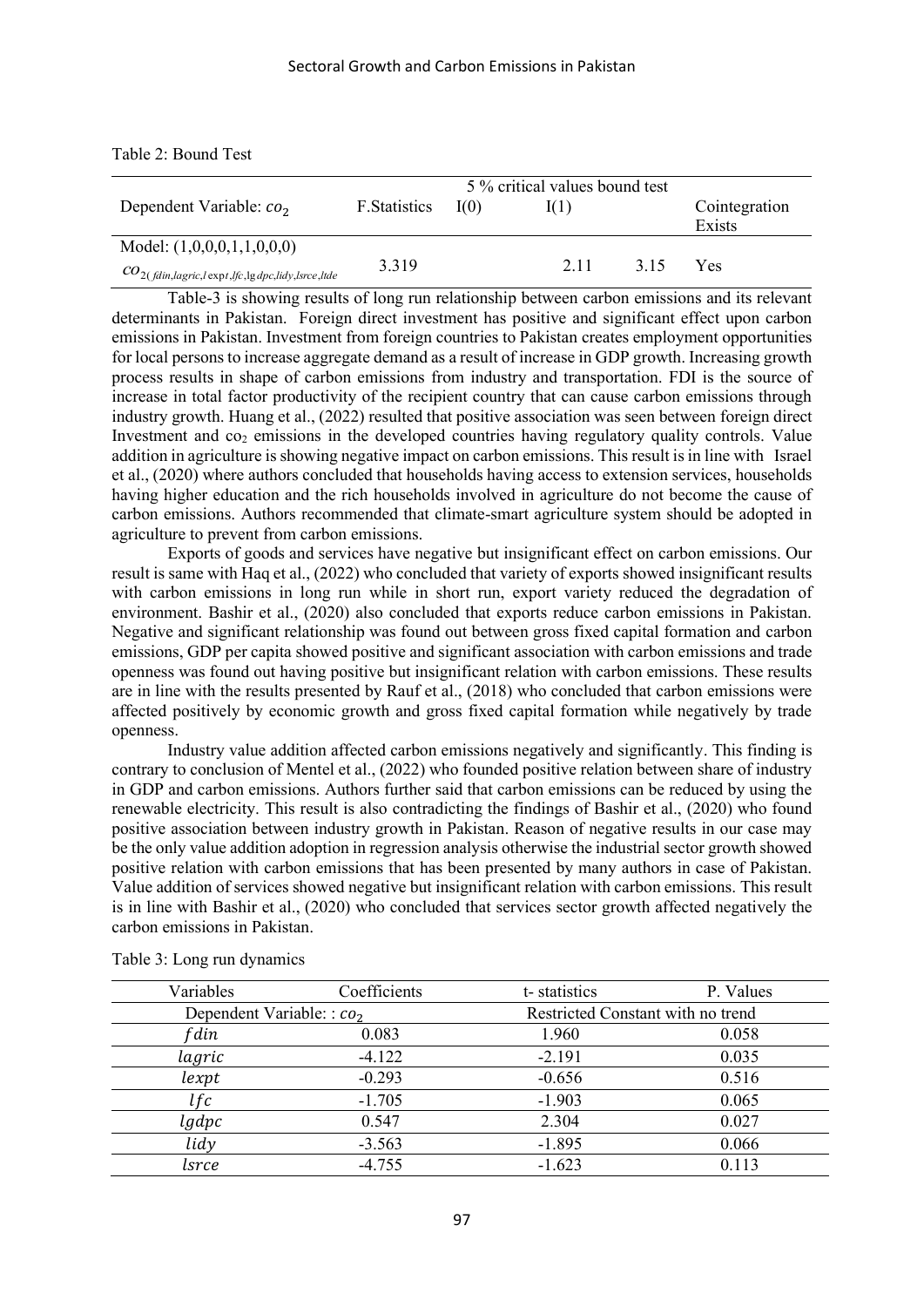Table 2: Bound Test

| Dependent Variable: $co_2$ | F.Statistics | 5 % critical values bound test | | Cointegration Exists |
|---|---|---|---|---|
| | | I(0) | I(1) | |
| Model: (1,0,0,0,1,1,0,0,0) $CO_{2(fdin,lagric,lexpt,lfc,lgdpc,lidy,lsrce,ltde}$ | 3.319 | 2.11 | 3.15 | Yes |

Table-3 is showing results of long run relationship between carbon emissions and its relevant determinants in Pakistan. Foreign direct investment has positive and significant effect upon carbon emissions in Pakistan. Investment from foreign countries to Pakistan creates employment opportunities for local persons to increase aggregate demand as a result of increase in GDP growth. Increasing growth process results in shape of carbon emissions from industry and transportation. FDI is the source of increase in total factor productivity of the recipient country that can cause carbon emissions through industry growth. Huang et al., (2022) resulted that positive association was seen between foreign direct Investment and $co_2$ emissions in the developed countries having regulatory quality controls. Value addition in agriculture is showing negative impact on carbon emissions. This result is in line with Israel et al., (2020) where authors concluded that households having access to extension services, households having higher education and the rich households involved in agriculture do not become the cause of carbon emissions. Authors recommended that climate-smart agriculture system should be adopted in agriculture to prevent from carbon emissions.

Exports of goods and services have negative but insignificant effect on carbon emissions. Our result is same with Haq et al., (2022) who concluded that variety of exports showed insignificant results with carbon emissions in long run while in short run, export variety reduced the degradation of environment. Bashir et al., (2020) also concluded that exports reduce carbon emissions in Pakistan. Negative and significant relationship was found out between gross fixed capital formation and carbon emissions, GDP per capita showed positive and significant association with carbon emissions and trade openness was found out having positive but insignificant relation with carbon emissions. These results are in line with the results presented by Rauf et al., (2018) who concluded that carbon emissions were affected positively by economic growth and gross fixed capital formation while negatively by trade openness.

Industry value addition affected carbon emissions negatively and significantly. This finding is contrary to conclusion of Mentel et al., (2022) who founded positive relation between share of industry in GDP and carbon emissions. Authors further said that carbon emissions can be reduced by using the renewable electricity. This result is also contradicting the findings of Bashir et al., (2020) who found positive association between industry growth in Pakistan. Reason of negative results in our case may be the only value addition adoption in regression analysis otherwise the industrial sector growth showed positive relation with carbon emissions that has been presented by many authors in case of Pakistan. Value addition of services showed negative but insignificant relation with carbon emissions. This result is in line with Bashir et al., (2020) who concluded that services sector growth affected negatively the carbon emissions in Pakistan.

Table 3: Long run dynamics

| Variables | Coefficients | t- statistics | P. Values |
|---|---|---|---|
| Dependent Variable: : $co_2$ | | Restricted Constant with no trend | |
| $fdin$ | 0.083 | 1.960 | 0.058 |
| $lagric$ | -4.122 | -2.191 | 0.035 |
| $lexpt$ | -0.293 | -0.656 | 0.516 |
| $lfc$ | -1.705 | -1.903 | 0.065 |
| $lgdpc$ | 0.547 | 2.304 | 0.027 |
| $lidy$ | -3.563 | -1.895 | 0.066 |
| $lsrce$ | -4.755 | -1.623 | 0.113 |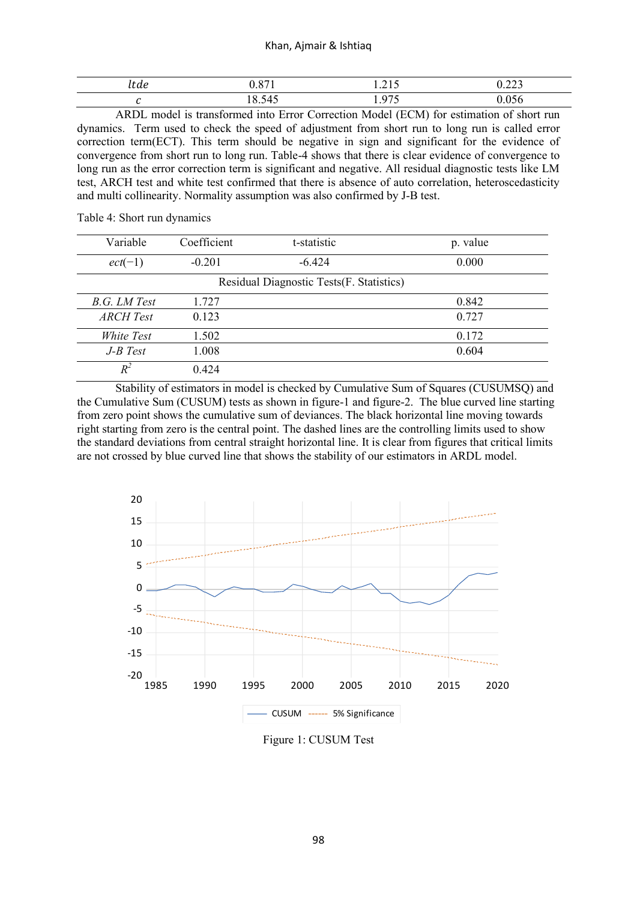| | | | |
|---|---|---|---|
| $ltde$ | 0.871 | 1.215 | 0.223 |
| $c$ | 18.545 | 1.975 | 0.056 |

ARDL model is transformed into Error Correction Model (ECM) for estimation of short run dynamics. Term used to check the speed of adjustment from short run to long run is called error correction term(ECT). This term should be negative in sign and significant for the evidence of convergence from short run to long run. Table-4 shows that there is clear evidence of convergence to long run as the error correction term is significant and negative. All residual diagnostic tests like LM test, ARCH test and white test confirmed that there is absence of auto correlation, heteroscedasticity and multi collinearity. Normality assumption was also confirmed by J-B test.

Table 4: Short run dynamics

| Variable | Coefficient | t-statistic | p. value |
|---|---|---|---|
| $ect(-1)$ | -0.201 | -6.424 | 0.000 |
| Residual Diagnostic Tests(F. Statistics) | | | |
| *B.G. LM Test* | 1.727 | | 0.842 |
| *ARCH Test* | 0.123 | | 0.727 |
| *White Test* | 1.502 | | 0.172 |
| *J-B Test* | 1.008 | | 0.604 |
| $R^2$ | 0.424 | | |

Stability of estimators in model is checked by Cumulative Sum of Squares (CUSUMSQ) and the Cumulative Sum (CUSUM) tests as shown in figure-1 and figure-2. The blue curved line starting from zero point shows the cumulative sum of deviances. The black horizontal line moving towards right starting from zero is the central point. The dashed lines are the controlling limits used to show the standard deviations from central straight horizontal line. It is clear from figures that critical limits are not crossed by blue curved line that shows the stability of our estimators in ARDL model.

Figure 1: CUSUM Test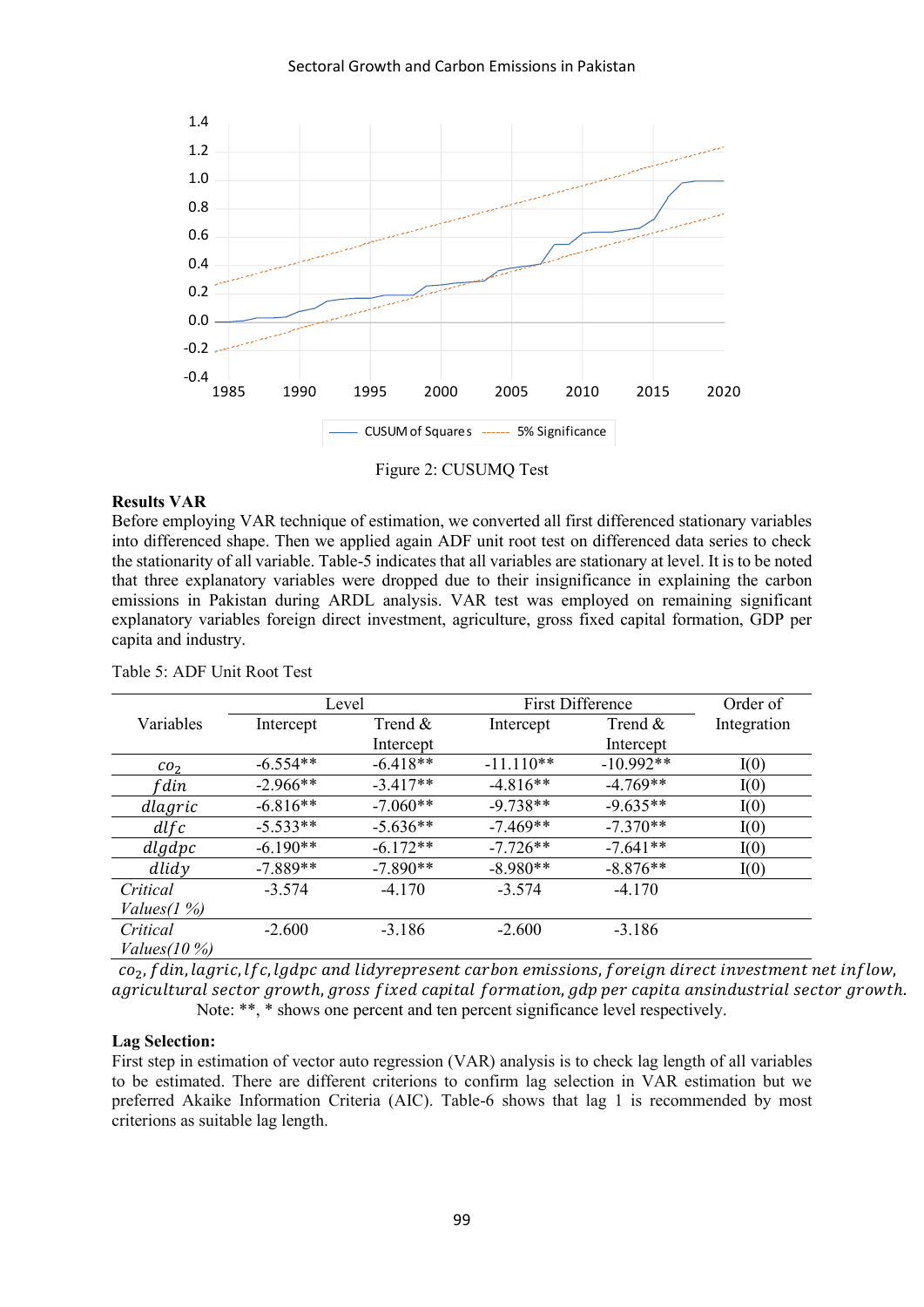Figure 2: CUSUMQ Test

**Results VAR**

Before employing VAR technique of estimation, we converted all first differenced stationary variables into differenced shape. Then we applied again ADF unit root test on differenced data series to check the stationarity of all variable. Table-5 indicates that all variables are stationary at level. It is to be noted that three explanatory variables were dropped due to their insignificance in explaining the carbon emissions in Pakistan during ARDL analysis. VAR test was employed on remaining significant explanatory variables foreign direct investment, agriculture, gross fixed capital formation, GDP per capita and industry.

Table 5: ADF Unit Root Test

| Variables | Level | | First Difference | | Order of Integration |
|---|---|---|---|---|---|
| | Intercept | Trend & Intercept | Intercept | Trend & Intercept | |
| $co_2$ | -6.554** | -6.418** | -11.110** | -10.992** | I(0) |
| $fdin$ | -2.966** | -3.417** | -4.816** | -4.769** | I(0) |
| $dlagric$ | -6.816** | -7.060** | -9.738** | -9.635** | I(0) |
| $dlfc$ | -5.533** | -5.636** | -7.469** | -7.370** | I(0) |
| $dlgdpc$ | -6.190** | -6.172** | -7.726** | -7.641** | I(0) |
| $dlidy$ | -7.889** | -7.890** | -8.980** | -8.876** | I(0) |
| *Critical Values(1 %)* | -3.574 | -4.170 | -3.574 | -4.170 | |
| *Critical Values(10 %)* | -2.600 | -3.186 | -2.600 | -3.186 | |

$co_2, fdin, lagric, lfc, lgdpc$ and $lidy$ represent carbon emissions, foreign direct investment net inflow, agricultural sector growth, gross fixed capital formation, gdp per capita ans industrial sector growth.
Note: **, * shows one percent and ten percent significance level respectively.

**Lag Selection:**

First step in estimation of vector auto regression (VAR) analysis is to check lag length of all variables to be estimated. There are different criterions to confirm lag selection in VAR estimation but we preferred Akaike Information Criteria (AIC). Table-6 shows that lag 1 is recommended by most criterions as suitable lag length.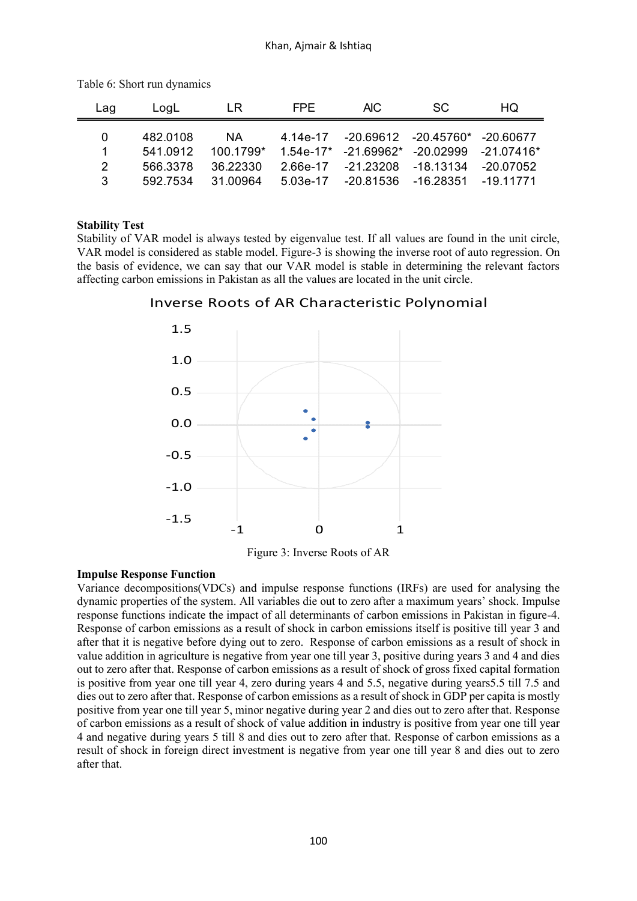Table 6: Short run dynamics

| Lag | LogL | LR | FPE | AIC | SC | HQ |
|---|---|---|---|---|---|---|
| 0 | 482.0108 | NA | 4.14e-17 | -20.69612 | -20.45760* | -20.60677 |
| 1 | 541.0912 | 100.1799* | 1.54e-17* | -21.69962* | -20.02999 | -21.07416* |
| 2 | 566.3378 | 36.22330 | 2.66e-17 | -21.23208 | -18.13134 | -20.07052 |
| 3 | 592.7534 | 31.00964 | 5.03e-17 | -20.81536 | -16.28351 | -19.11771 |

**Stability Test**

Stability of VAR model is always tested by eigenvalue test. If all values are found in the unit circle, VAR model is considered as stable model. Figure-3 is showing the inverse root of auto regression. On the basis of evidence, we can say that our VAR model is stable in determining the relevant factors affecting carbon emissions in Pakistan as all the values are located in the unit circle.

Inverse Roots of AR Characteristic Polynomial

Figure 3: Inverse Roots of AR

**Impulse Response Function**

Variance decompositions(VDCs) and impulse response functions (IRFs) are used for analysing the dynamic properties of the system. All variables die out to zero after a maximum years' shock. Impulse response functions indicate the impact of all determinants of carbon emissions in Pakistan in figure-4. Response of carbon emissions as a result of shock in carbon emissions itself is positive till year 3 and after that it is negative before dying out to zero. Response of carbon emissions as a result of shock in value addition in agriculture is negative from year one till year 3, positive during years 3 and 4 and dies out to zero after that. Response of carbon emissions as a result of shock of gross fixed capital formation is positive from year one till year 4, zero during years 4 and 5.5, negative during years5.5 till 7.5 and dies out to zero after that. Response of carbon emissions as a result of shock in GDP per capita is mostly positive from year one till year 5, minor negative during year 2 and dies out to zero after that. Response of carbon emissions as a result of shock of value addition in industry is positive from year one till year 4 and negative during years 5 till 8 and dies out to zero after that. Response of carbon emissions as a result of shock in foreign direct investment is negative from year one till year 8 and dies out to zero after that.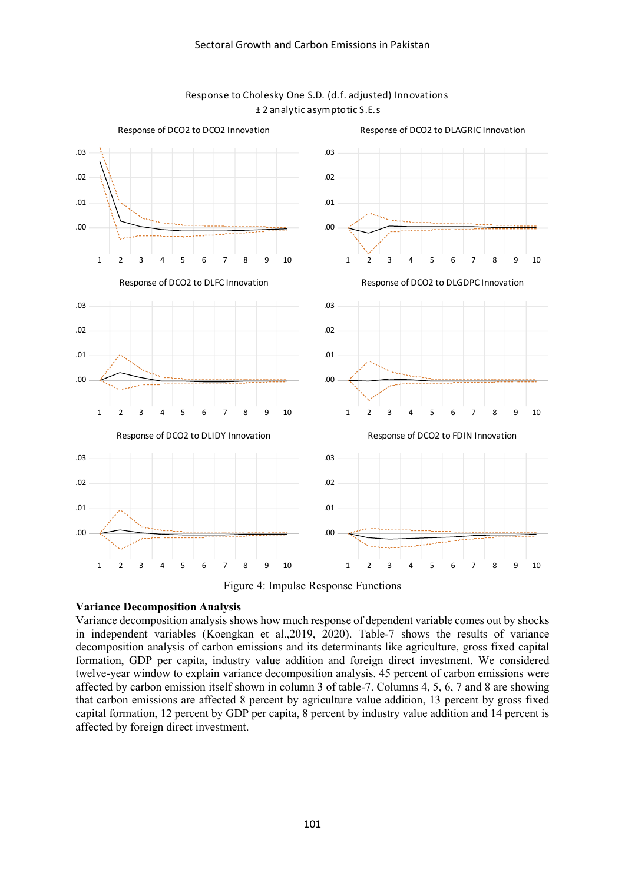Response to Cholesky One S.D. (d.f. adjusted) Innovations
± 2 analytic asymptotic S.E.s

Response of DCO2 to DCO2 Innovation

Response of DCO2 to DLAGRIC Innovation

Response of DCO2 to DLFC Innovation

Response of DCO2 to DLGDPC Innovation

Response of DCO2 to DLIDY Innovation

Response of DCO2 to FDIN Innovation

Figure 4: Impulse Response Functions

**Variance Decomposition Analysis**

Variance decomposition analysis shows how much response of dependent variable comes out by shocks in independent variables (Koengkan et al.,2019, 2020). Table-7 shows the results of variance decomposition analysis of carbon emissions and its determinants like agriculture, gross fixed capital formation, GDP per capita, industry value addition and foreign direct investment. We considered twelve-year window to explain variance decomposition analysis. 45 percent of carbon emissions were affected by carbon emission itself shown in column 3 of table-7. Columns 4, 5, 6, 7 and 8 are showing that carbon emissions are affected 8 percent by agriculture value addition, 13 percent by gross fixed capital formation, 12 percent by GDP per capita, 8 percent by industry value addition and 14 percent is affected by foreign direct investment.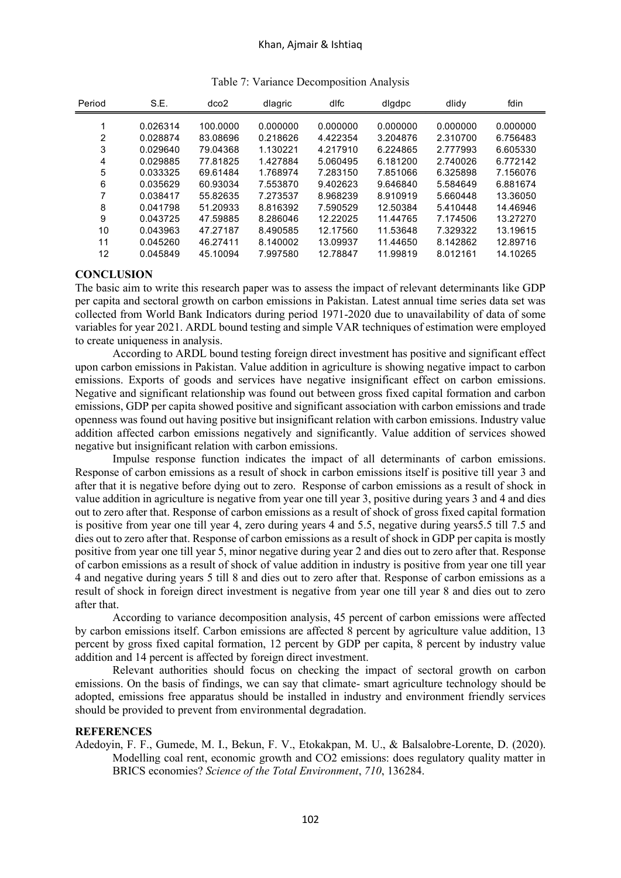Table 7: Variance Decomposition Analysis

| Period | S.E. | dco2 | dlagric | dlfc | dlgdpc | dlidy | fdin |
|---|---|---|---|---|---|---|---|
| 1 | 0.026314 | 100.0000 | 0.000000 | 0.000000 | 0.000000 | 0.000000 | 0.000000 |
| 2 | 0.028874 | 83.08696 | 0.218626 | 4.422354 | 3.204876 | 2.310700 | 6.756483 |
| 3 | 0.029640 | 79.04368 | 1.130221 | 4.217910 | 6.224865 | 2.777993 | 6.605330 |
| 4 | 0.029885 | 77.81825 | 1.427884 | 5.060495 | 6.181200 | 2.740026 | 6.772142 |
| 5 | 0.033325 | 69.61484 | 1.768974 | 7.283150 | 7.851066 | 6.325898 | 7.156076 |
| 6 | 0.035629 | 60.93034 | 7.553870 | 9.402623 | 9.646840 | 5.584649 | 6.881674 |
| 7 | 0.038417 | 55.82635 | 7.273537 | 8.968239 | 8.910919 | 5.660448 | 13.36050 |
| 8 | 0.041798 | 51.20933 | 8.816392 | 7.590529 | 12.50384 | 5.410448 | 14.46946 |
| 9 | 0.043725 | 47.59885 | 8.286046 | 12.22025 | 11.44765 | 7.174506 | 13.27270 |
| 10 | 0.043963 | 47.27187 | 8.490585 | 12.17560 | 11.53648 | 7.329322 | 13.19615 |
| 11 | 0.045260 | 46.27411 | 8.140002 | 13.09937 | 11.44650 | 8.142862 | 12.89716 |
| 12 | 0.045849 | 45.10094 | 7.997580 | 12.78847 | 11.99819 | 8.012161 | 14.10265 |

## CONCLUSION

The basic aim to write this research paper was to assess the impact of relevant determinants like GDP per capita and sectoral growth on carbon emissions in Pakistan. Latest annual time series data set was collected from World Bank Indicators during period 1971-2020 due to unavailability of data of some variables for year 2021. ARDL bound testing and simple VAR techniques of estimation were employed to create uniqueness in analysis.

According to ARDL bound testing foreign direct investment has positive and significant effect upon carbon emissions in Pakistan. Value addition in agriculture is showing negative impact to carbon emissions. Exports of goods and services have negative insignificant effect on carbon emissions. Negative and significant relationship was found out between gross fixed capital formation and carbon emissions, GDP per capita showed positive and significant association with carbon emissions and trade openness was found out having positive but insignificant relation with carbon emissions. Industry value addition affected carbon emissions negatively and significantly. Value addition of services showed negative but insignificant relation with carbon emissions.

Impulse response function indicates the impact of all determinants of carbon emissions. Response of carbon emissions as a result of shock in carbon emissions itself is positive till year 3 and after that it is negative before dying out to zero. Response of carbon emissions as a result of shock in value addition in agriculture is negative from year one till year 3, positive during years 3 and 4 and dies out to zero after that. Response of carbon emissions as a result of shock of gross fixed capital formation is positive from year one till year 4, zero during years 4 and 5.5, negative during years5.5 till 7.5 and dies out to zero after that. Response of carbon emissions as a result of shock in GDP per capita is mostly positive from year one till year 5, minor negative during year 2 and dies out to zero after that. Response of carbon emissions as a result of shock of value addition in industry is positive from year one till year 4 and negative during years 5 till 8 and dies out to zero after that. Response of carbon emissions as a result of shock in foreign direct investment is negative from year one till year 8 and dies out to zero after that.

According to variance decomposition analysis, 45 percent of carbon emissions were affected by carbon emissions itself. Carbon emissions are affected 8 percent by agriculture value addition, 13 percent by gross fixed capital formation, 12 percent by GDP per capita, 8 percent by industry value addition and 14 percent is affected by foreign direct investment.

Relevant authorities should focus on checking the impact of sectoral growth on carbon emissions. On the basis of findings, we can say that climate- smart agriculture technology should be adopted, emissions free apparatus should be installed in industry and environment friendly services should be provided to prevent from environmental degradation.

## REFERENCES

Adedoyin, F. F., Gumede, M. I., Bekun, F. V., Etokakpan, M. U., & Balsalobre-Lorente, D. (2020). Modelling coal rent, economic growth and CO2 emissions: does regulatory quality matter in BRICS economies? *Science of the Total Environment*, *710*, 136284.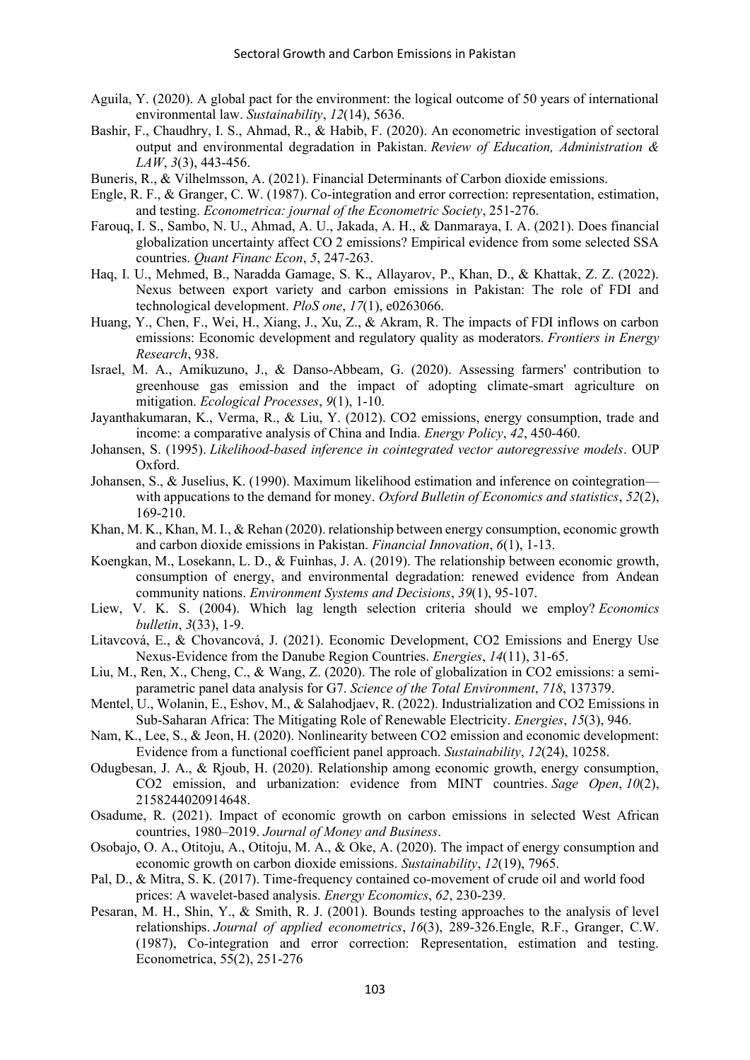Aguila, Y. (2020). A global pact for the environment: the logical outcome of 50 years of international environmental law. *Sustainability*, *12*(14), 5636.

Bashir, F., Chaudhry, I. S., Ahmad, R., & Habib, F. (2020). An econometric investigation of sectoral output and environmental degradation in Pakistan. *Review of Education, Administration & LAW*, *3*(3), 443-456.

Buneris, R., & Vilhelmsson, A. (2021). Financial Determinants of Carbon dioxide emissions.

Engle, R. F., & Granger, C. W. (1987). Co-integration and error correction: representation, estimation, and testing. *Econometrica: journal of the Econometric Society*, 251-276.

Farouq, I. S., Sambo, N. U., Ahmad, A. U., Jakada, A. H., & Danmaraya, I. A. (2021). Does financial globalization uncertainty affect CO 2 emissions? Empirical evidence from some selected SSA countries. *Quant Financ Econ*, *5*, 247-263.

Haq, I. U., Mehmed, B., Naradda Gamage, S. K., Allayarov, P., Khan, D., & Khattak, Z. Z. (2022). Nexus between export variety and carbon emissions in Pakistan: The role of FDI and technological development. *PloS one*, *17*(1), e0263066.

Huang, Y., Chen, F., Wei, H., Xiang, J., Xu, Z., & Akram, R. The impacts of FDI inflows on carbon emissions: Economic development and regulatory quality as moderators. *Frontiers in Energy Research*, 938.

Israel, M. A., Amikuzuno, J., & Danso-Abbeam, G. (2020). Assessing farmers' contribution to greenhouse gas emission and the impact of adopting climate-smart agriculture on mitigation. *Ecological Processes*, *9*(1), 1-10.

Jayanthakumaran, K., Verma, R., & Liu, Y. (2012). CO2 emissions, energy consumption, trade and income: a comparative analysis of China and India. *Energy Policy*, *42*, 450-460.

Johansen, S. (1995). *Likelihood-based inference in cointegrated vector autoregressive models*. OUP Oxford.

Johansen, S., & Juselius, K. (1990). Maximum likelihood estimation and inference on cointegration—with appucations to the demand for money. *Oxford Bulletin of Economics and statistics*, *52*(2), 169-210.

Khan, M. K., Khan, M. I., & Rehan (2020). relationship between energy consumption, economic growth and carbon dioxide emissions in Pakistan. *Financial Innovation*, *6*(1), 1-13.

Koengkan, M., Losekann, L. D., & Fuinhas, J. A. (2019). The relationship between economic growth, consumption of energy, and environmental degradation: renewed evidence from Andean community nations. *Environment Systems and Decisions*, *39*(1), 95-107.

Liew, V. K. S. (2004). Which lag length selection criteria should we employ? *Economics bulletin*, *3*(33), 1-9.

Litavcová, E., & Chovancová, J. (2021). Economic Development, CO2 Emissions and Energy Use Nexus-Evidence from the Danube Region Countries. *Energies*, *14*(11), 31-65.

Liu, M., Ren, X., Cheng, C., & Wang, Z. (2020). The role of globalization in CO2 emissions: a semi-parametric panel data analysis for G7. *Science of the Total Environment*, *718*, 137379.

Mentel, U., Wolanin, E., Eshov, M., & Salahodjaev, R. (2022). Industrialization and CO2 Emissions in Sub-Saharan Africa: The Mitigating Role of Renewable Electricity. *Energies*, *15*(3), 946.

Nam, K., Lee, S., & Jeon, H. (2020). Nonlinearity between CO2 emission and economic development: Evidence from a functional coefficient panel approach. *Sustainability*, *12*(24), 10258.

Odugbesan, J. A., & Rjoub, H. (2020). Relationship among economic growth, energy consumption, CO2 emission, and urbanization: evidence from MINT countries. *Sage Open*, *10*(2), 2158244020914648.

Osadume, R. (2021). Impact of economic growth on carbon emissions in selected West African countries, 1980–2019. *Journal of Money and Business*.

Osobajo, O. A., Otitoju, A., Otitoju, M. A., & Oke, A. (2020). The impact of energy consumption and economic growth on carbon dioxide emissions. *Sustainability*, *12*(19), 7965.

Pal, D., & Mitra, S. K. (2017). Time-frequency contained co-movement of crude oil and world food prices: A wavelet-based analysis. *Energy Economics*, *62*, 230-239.

Pesaran, M. H., Shin, Y., & Smith, R. J. (2001). Bounds testing approaches to the analysis of level relationships. *Journal of applied econometrics*, *16*(3), 289-326.Engle, R.F., Granger, C.W. (1987), Co-integration and error correction: Representation, estimation and testing. Econometrica, 55(2), 251-276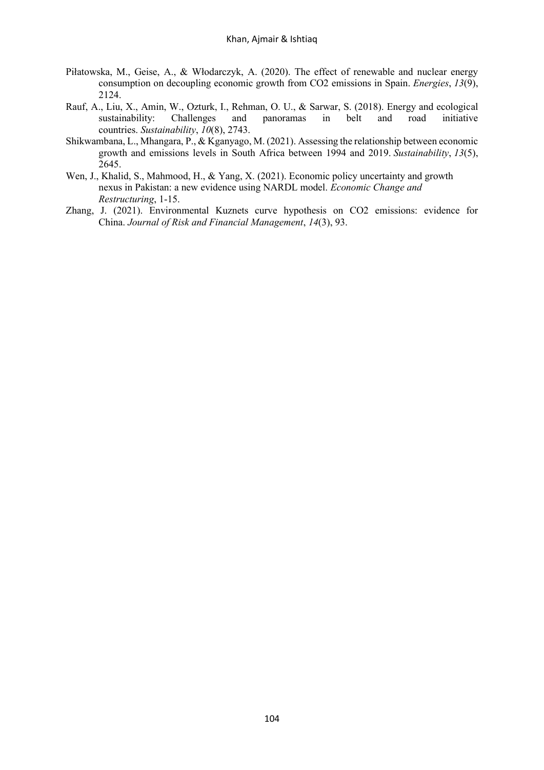Piłatowska, M., Geise, A., & Włodarczyk, A. (2020). The effect of renewable and nuclear energy consumption on decoupling economic growth from CO2 emissions in Spain. *Energies*, *13*(9), 2124.

Rauf, A., Liu, X., Amin, W., Ozturk, I., Rehman, O. U., & Sarwar, S. (2018). Energy and ecological sustainability: Challenges and panoramas in belt and road initiative countries. *Sustainability*, *10*(8), 2743.

Shikwambana, L., Mhangara, P., & Kganyago, M. (2021). Assessing the relationship between economic growth and emissions levels in South Africa between 1994 and 2019. *Sustainability*, *13*(5), 2645.

Wen, J., Khalid, S., Mahmood, H., & Yang, X. (2021). Economic policy uncertainty and growth nexus in Pakistan: a new evidence using NARDL model. *Economic Change and Restructuring*, 1-15.

Zhang, J. (2021). Environmental Kuznets curve hypothesis on CO2 emissions: evidence for China. *Journal of Risk and Financial Management*, *14*(3), 93.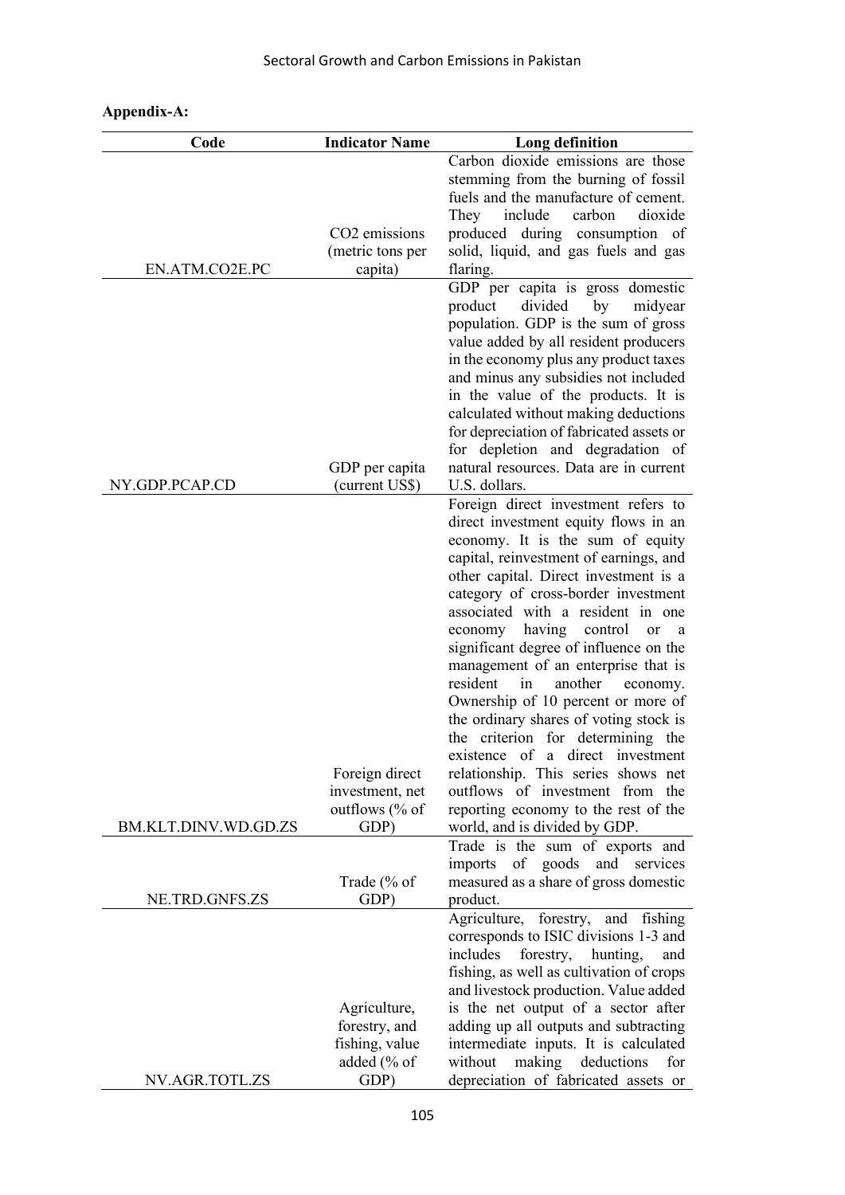**Appendix-A:**

| Code | Indicator Name | Long definition |
|---|---|---|
| EN.ATM.CO2E.PC | $CO_2$ emissions (metric tons per capita) | Carbon dioxide emissions are those stemming from the burning of fossil fuels and the manufacture of cement. They include carbon dioxide produced during consumption of solid, liquid, and gas fuels and gas flaring. |
| NY.GDP.PCAP.CD | GDP per capita (current US$) | GDP per capita is gross domestic product divided by midyear population. GDP is the sum of gross value added by all resident producers in the economy plus any product taxes and minus any subsidies not included in the value of the products. It is calculated without making deductions for depreciation of fabricated assets or for depletion and degradation of natural resources. Data are in current U.S. dollars. |
| BM.KLT.DINV.WD.GD.ZS | Foreign direct investment, net outflows (% of GDP) | Foreign direct investment refers to direct investment equity flows in an economy. It is the sum of equity capital, reinvestment of earnings, and other capital. Direct investment is a category of cross-border investment associated with a resident in one economy having control or a significant degree of influence on the management of an enterprise that is resident in another economy. Ownership of 10 percent or more of the ordinary shares of voting stock is the criterion for determining the existence of a direct investment relationship. This series shows net outflows of investment from the reporting economy to the rest of the world, and is divided by GDP. |
| NE.TRD.GNFS.ZS | Trade (% of GDP) | Trade is the sum of exports and imports of goods and services measured as a share of gross domestic product. |
| NV.AGR.TOTL.ZS | Agriculture, forestry, and fishing, value added (% of GDP) | Agriculture, forestry, and fishing corresponds to ISIC divisions 1-3 and includes forestry, hunting, and fishing, as well as cultivation of crops and livestock production. Value added is the net output of a sector after adding up all outputs and subtracting intermediate inputs. It is calculated without making deductions for depreciation of fabricated assets or |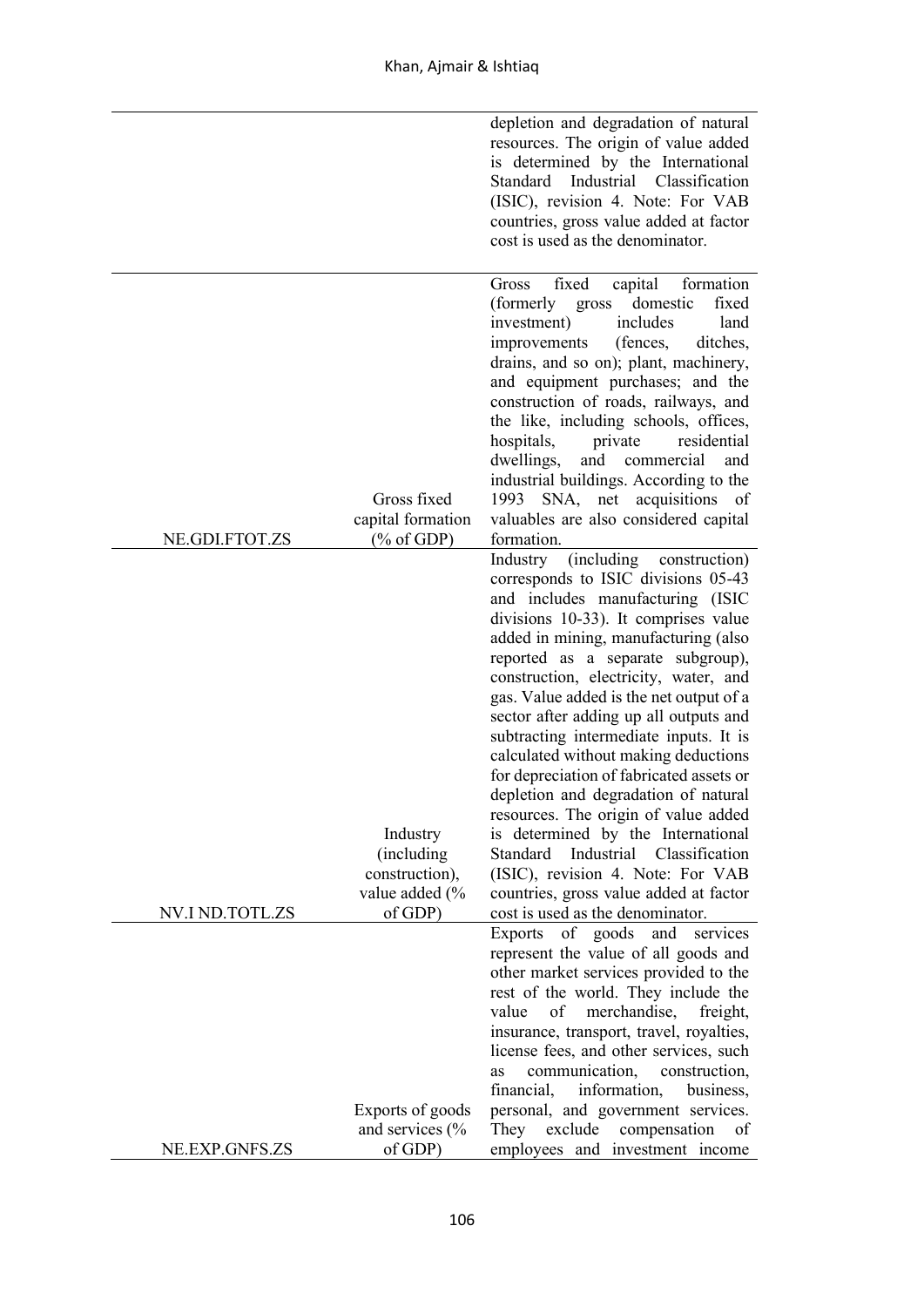| | | |
|---|---|---|
| | | depletion and degradation of natural resources. The origin of value added is determined by the International Standard Industrial Classification (ISIC), revision 4. Note: For VAB countries, gross value added at factor cost is used as the denominator. |
| NE.GDI.FTOT.ZS | Gross fixed capital formation (% of GDP) | Gross fixed capital formation (formerly gross domestic fixed investment) includes land improvements (fences, ditches, drains, and so on); plant, machinery, and equipment purchases; and the construction of roads, railways, and the like, including schools, offices, hospitals, private residential dwellings, and commercial and industrial buildings. According to the 1993 SNA, net acquisitions of valuables are also considered capital formation. |
| NV.I ND.TOTL.ZS | Industry (including construction), value added (% of GDP) | Industry (including construction) corresponds to ISIC divisions 05-43 and includes manufacturing (ISIC divisions 10-33). It comprises value added in mining, manufacturing (also reported as a separate subgroup), construction, electricity, water, and gas. Value added is the net output of a sector after adding up all outputs and subtracting intermediate inputs. It is calculated without making deductions for depreciation of fabricated assets or depletion and degradation of natural resources. The origin of value added is determined by the International Standard Industrial Classification (ISIC), revision 4. Note: For VAB countries, gross value added at factor cost is used as the denominator. |
| NE.EXP.GNFS.ZS | Exports of goods and services (% of GDP) | Exports of goods and services represent the value of all goods and other market services provided to the rest of the world. They include the value of merchandise, freight, insurance, transport, travel, royalties, license fees, and other services, such as communication, construction, financial, information, business, personal, and government services. They exclude compensation of employees and investment income |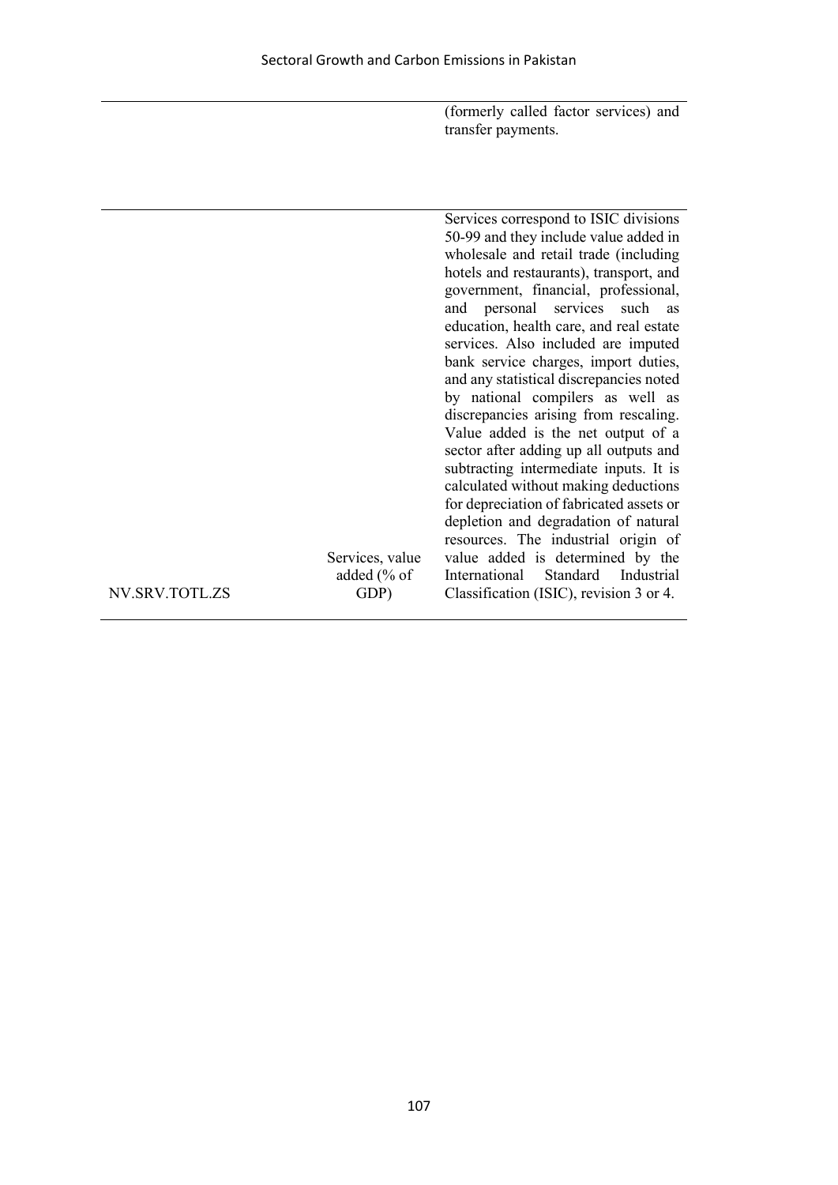| | | |
|---|---|---|
| | | (formerly called factor services) and transfer payments. |
| NV.SRV.TOTL.ZS | Services, value added (% of GDP) | Services correspond to ISIC divisions 50-99 and they include value added in wholesale and retail trade (including hotels and restaurants), transport, and government, financial, professional, and personal services such as education, health care, and real estate services. Also included are imputed bank service charges, import duties, and any statistical discrepancies noted by national compilers as well as discrepancies arising from rescaling. Value added is the net output of a sector after adding up all outputs and subtracting intermediate inputs. It is calculated without making deductions for depreciation of fabricated assets or depletion and degradation of natural resources. The industrial origin of value added is determined by the International Standard Industrial Classification (ISIC), revision 3 or 4. |